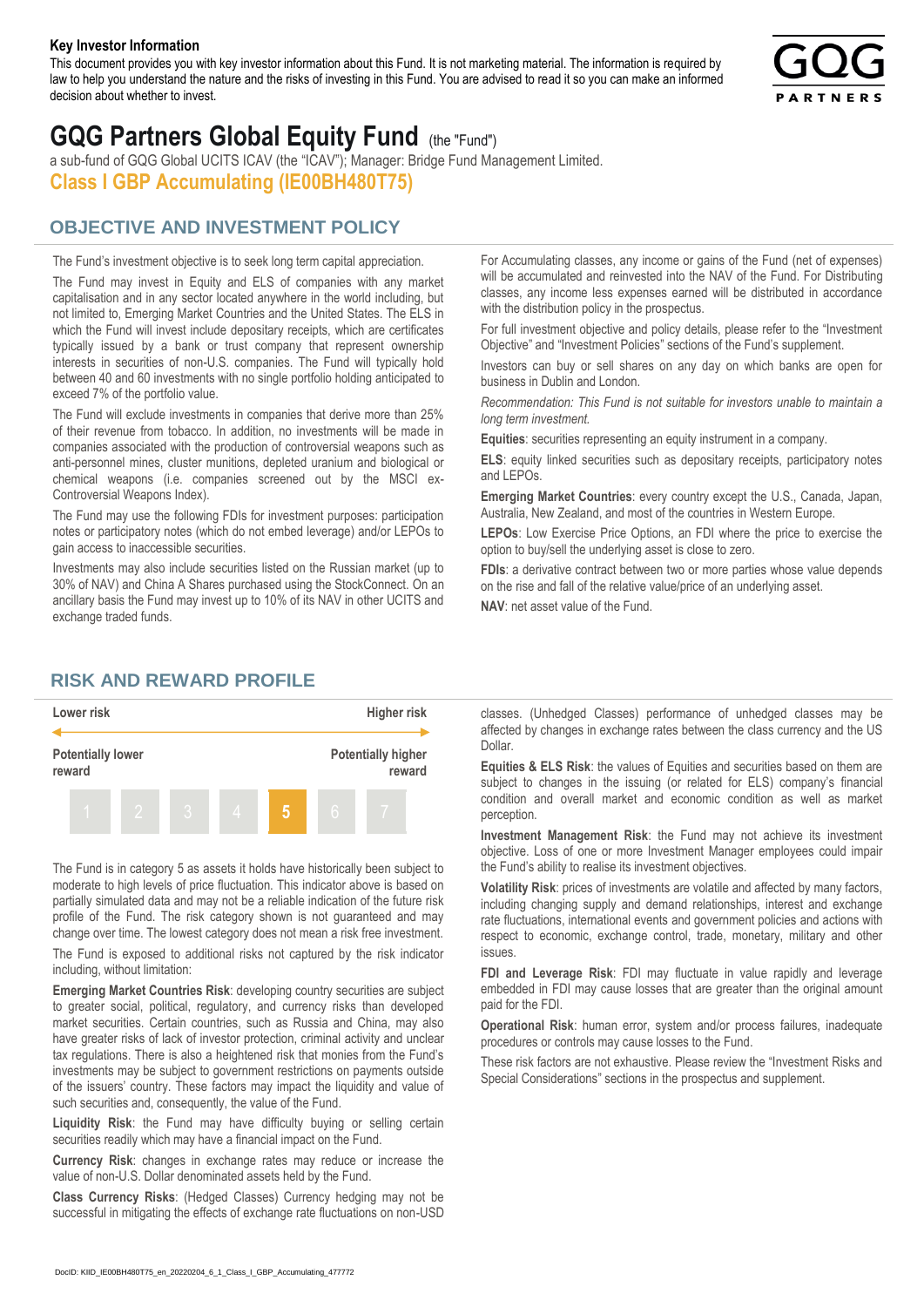**Key Investor Information**

This document provides you with key investor information about this Fund. It is not marketing material. The information is required by law to help you understand the nature and the risks of investing in this Fund. You are advised to read it so you can make an informed decision about whether to invest.

# GQG Partners Global Equity Fund (the "Fund")

a sub-fund of GQG Global UCITS ICAV (the "ICAV"); Manager: Bridge Fund Management Limited.

**Class I GBP Accumulating (IE00BH480T75)**

## OBJECTIVE AND INVESTMENT POLICY

The Fund's investment objective is to seek long term capital appreciation.

The Fund may invest in Equity and ELS of companies with any market capitalisation and in any sector located anywhere in the world including, but not limited to, Emerging Market Countries and the United States. The ELS in which the Fund will invest include depositary receipts, which are certificates typically issued by a bank or trust company that represent ownership interests in securities of non-U.S. companies. The Fund will typically hold between 40 and 60 investments with no single portfolio holding anticipated to exceed 7% of the portfolio value.

The Fund will exclude investments in companies that derive more than 25% of their revenue from tobacco. In addition, no investments will be made in companies associated with the production of controversial weapons such as anti-personnel mines, cluster munitions, depleted uranium and biological or chemical weapons (i.e. companies screened out by the MSCI ex-Controversial Weapons Index).

The Fund may use the following FDIs for investment purposes: participation notes or participatory notes (which do not embed leverage) and/or LEPOs to gain access to inaccessible securities.

Investments may also include securities listed on the Russian market (up to 30% of NAV) and China A Shares purchased using the StockConnect. On an ancillary basis the Fund may invest up to 10% of its NAV in other UCITS and exchange traded funds.

For Accumulating classes, any income or gains of the Fund (net of expenses) will be accumulated and reinvested into the NAV of the Fund. For Distributing classes, any income less expenses earned will be distributed in accordance with the distribution policy in the prospectus.

For full investment objective and policy details, please refer to the "Investment Objective" and "Investment Policies" sections of the Fund's supplement.

Investors can buy or sell shares on any day on which banks are open for business in Dublin and London.

*Recommendation: This Fund is not suitable for investors unable to maintain a long term investment.*

**Equities**: securities representing an equity instrument in a company.

**ELS**: equity linked securities such as depositary receipts, participatory notes and LEPOs.

**Emerging Market Countries**: every country except the U.S., Canada, Japan, Australia, New Zealand, and most of the countries in Western Europe.

**LEPOs**: Low Exercise Price Options, an FDI where the price to exercise the option to buy/sell the underlying asset is close to zero.

**FDIs**: a derivative contract between two or more parties whose value depends on the rise and fall of the relative value/price of an underlying asset.

**NAV**: net asset value of the Fund.

## RISK AND REWARD PROFILE

| Lower risk | | | | | | Higher risk |
|---|---|---|---|---|---|---|
| Potentially lower reward | | | | | | Potentially higher reward |
| 1 | 2 | 3 | 4 | **5** | 6 | 7 |

The Fund is in category 5 as assets it holds have historically been subject to moderate to high levels of price fluctuation. This indicator above is based on partially simulated data and may not be a reliable indication of the future risk profile of the Fund. The risk category shown is not guaranteed and may change over time. The lowest category does not mean a risk free investment.

The Fund is exposed to additional risks not captured by the risk indicator including, without limitation:

**Emerging Market Countries Risk**: developing country securities are subject to greater social, political, regulatory, and currency risks than developed market securities. Certain countries, such as Russia and China, may also have greater risks of lack of investor protection, criminal activity and unclear tax regulations. There is also a heightened risk that monies from the Fund's investments may be subject to government restrictions on payments outside of the issuers' country. These factors may impact the liquidity and value of such securities and, consequently, the value of the Fund.

**Liquidity Risk**: the Fund may have difficulty buying or selling certain securities readily which may have a financial impact on the Fund.

**Currency Risk**: changes in exchange rates may reduce or increase the value of non-U.S. Dollar denominated assets held by the Fund.

**Class Currency Risks**: (Hedged Classes) Currency hedging may not be successful in mitigating the effects of exchange rate fluctuations on non-USD classes. (Unhedged Classes) performance of unhedged classes may be affected by changes in exchange rates between the class currency and the US Dollar.

**Equities & ELS Risk**: the values of Equities and securities based on them are subject to changes in the issuing (or related for ELS) company's financial condition and overall market and economic condition as well as market perception.

**Investment Management Risk**: the Fund may not achieve its investment objective. Loss of one or more Investment Manager employees could impair the Fund's ability to realise its investment objectives.

**Volatility Risk**: prices of investments are volatile and affected by many factors, including changing supply and demand relationships, interest and exchange rate fluctuations, international events and government policies and actions with respect to economic, exchange control, trade, monetary, military and other issues.

**FDI and Leverage Risk**: FDI may fluctuate in value rapidly and leverage embedded in FDI may cause losses that are greater than the original amount paid for the FDI.

**Operational Risk**: human error, system and/or process failures, inadequate procedures or controls may cause losses to the Fund.

These risk factors are not exhaustive. Please review the "Investment Risks and Special Considerations" sections in the prospectus and supplement.

DocID: KIID_IE00BH480T75_en_20220204_6_1_Class_I_GBP_Accumulating_477772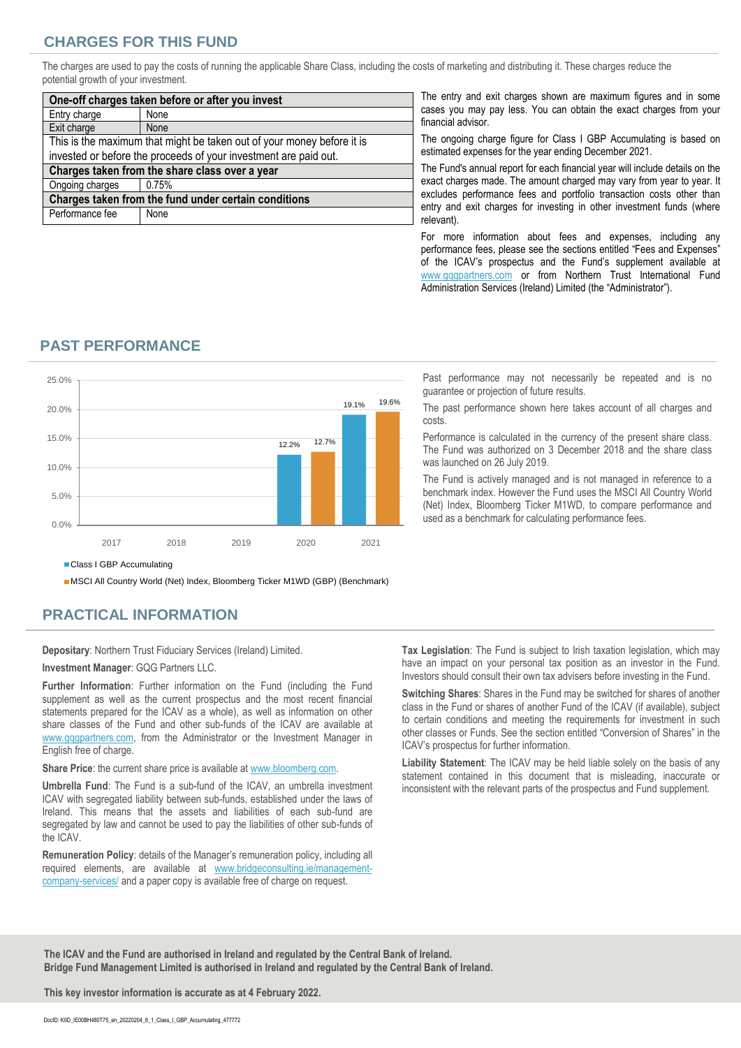## CHARGES FOR THIS FUND

The charges are used to pay the costs of running the applicable Share Class, including the costs of marketing and distributing it. These charges reduce the potential growth of your investment.

| One-off charges taken before or after you invest | |
|---|---|
| Entry charge | None |
| Exit charge | None |
| This is the maximum that might be taken out of your money before it is invested or before the proceeds of your investment are paid out. | |
| **Charges taken from the share class over a year** | |
| Ongoing charges | 0.75% |
| **Charges taken from the fund under certain conditions** | |
| Performance fee | None |

The entry and exit charges shown are maximum figures and in some cases you may pay less. You can obtain the exact charges from your financial advisor.

The ongoing charge figure for Class I GBP Accumulating is based on estimated expenses for the year ending December 2021.

The Fund's annual report for each financial year will include details on the exact charges made. The amount charged may vary from year to year. It excludes performance fees and portfolio transaction costs other than entry and exit charges for investing in other investment funds (where relevant).

For more information about fees and expenses, including any performance fees, please see the sections entitled "Fees and Expenses" of the ICAV's prospectus and the Fund's supplement available at www.gqgpartners.com or from Northern Trust International Fund Administration Services (Ireland) Limited (the "Administrator").

## PAST PERFORMANCE

25.0%
20.0%
15.0%
10.0%
5.0%
0.0%
2017
2018
2019
2020
2021
12.2%
12.7%
19.1%
19.6%

Class I GBP Accumulating
MSCI All Country World (Net) Index, Bloomberg Ticker M1WD (GBP) (Benchmark)

Past performance may not necessarily be repeated and is no guarantee or projection of future results.

The past performance shown here takes account of all charges and costs.

Performance is calculated in the currency of the present share class. The Fund was authorized on 3 December 2018 and the share class was launched on 26 July 2019.

The Fund is actively managed and is not managed in reference to a benchmark index. However the Fund uses the MSCI All Country World (Net) Index, Bloomberg Ticker M1WD, to compare performance and used as a benchmark for calculating performance fees.

## PRACTICAL INFORMATION

**Depositary**: Northern Trust Fiduciary Services (Ireland) Limited.

**Investment Manager**: GQG Partners LLC.

**Further Information**: Further information on the Fund (including the Fund supplement as well as the current prospectus and the most recent financial statements prepared for the ICAV as a whole), as well as information on other share classes of the Fund and other sub-funds of the ICAV are available at www.gqgpartners.com, from the Administrator or the Investment Manager in English free of charge.

**Share Price**: the current share price is available at www.bloomberg.com.

**Umbrella Fund**: The Fund is a sub-fund of the ICAV, an umbrella investment ICAV with segregated liability between sub-funds, established under the laws of Ireland. This means that the assets and liabilities of each sub-fund are segregated by law and cannot be used to pay the liabilities of other sub-funds of the ICAV.

**Remuneration Policy**: details of the Manager's remuneration policy, including all required elements, are available at www.bridgeconsulting.ie/management-company-services/ and a paper copy is available free of charge on request.

**Tax Legislation**: The Fund is subject to Irish taxation legislation, which may have an impact on your personal tax position as an investor in the Fund. Investors should consult their own tax advisers before investing in the Fund.

**Switching Shares**: Shares in the Fund may be switched for shares of another class in the Fund or shares of another Fund of the ICAV (if available), subject to certain conditions and meeting the requirements for investment in such other classes or Funds. See the section entitled "Conversion of Shares" in the ICAV's prospectus for further information.

**Liability Statement**: The ICAV may be held liable solely on the basis of any statement contained in this document that is misleading, inaccurate or inconsistent with the relevant parts of the prospectus and Fund supplement.

**The ICAV and the Fund are authorised in Ireland and regulated by the Central Bank of Ireland.**
**Bridge Fund Management Limited is authorised in Ireland and regulated by the Central Bank of Ireland.**

**This key investor information is accurate as at 4 February 2022.**

DocID: KIID_IE00BH480T75_en_20220204_6_1_Class_I_GBP_Accumulating_477772